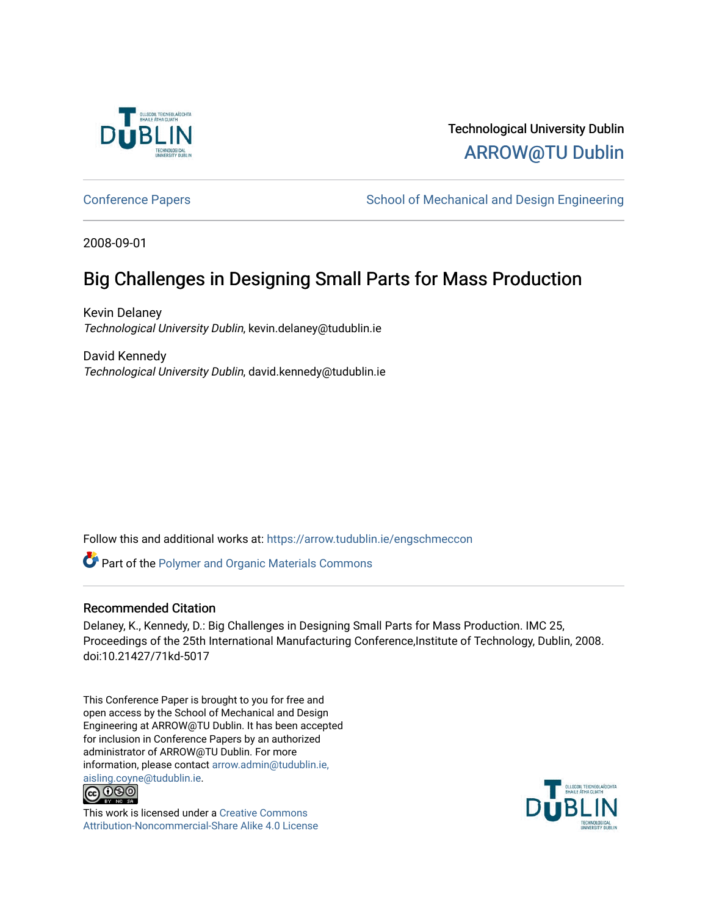Technological University Dublin

ARROW@TU Dublin

Conference Papers | School of Mechanical and Design Engineering

2008-09-01

# Big Challenges in Designing Small Parts for Mass Production

Kevin Delaney
*Technological University Dublin*, kevin.delaney@tudublin.ie

David Kennedy
*Technological University Dublin*, david.kennedy@tudublin.ie

Follow this and additional works at: https://arrow.tudublin.ie/engschmeccon

Part of the Polymer and Organic Materials Commons

## Recommended Citation

Delaney, K., Kennedy, D.: Big Challenges in Designing Small Parts for Mass Production. IMC 25, Proceedings of the 25th International Manufacturing Conference,Institute of Technology, Dublin, 2008. doi:10.21427/71kd-5017

This Conference Paper is brought to you for free and open access by the School of Mechanical and Design Engineering at ARROW@TU Dublin. It has been accepted for inclusion in Conference Papers by an authorized administrator of ARROW@TU Dublin. For more information, please contact arrow.admin@tudublin.ie, aisling.coyne@tudublin.ie.

This work is licensed under a Creative Commons Attribution-Noncommercial-Share Alike 4.0 License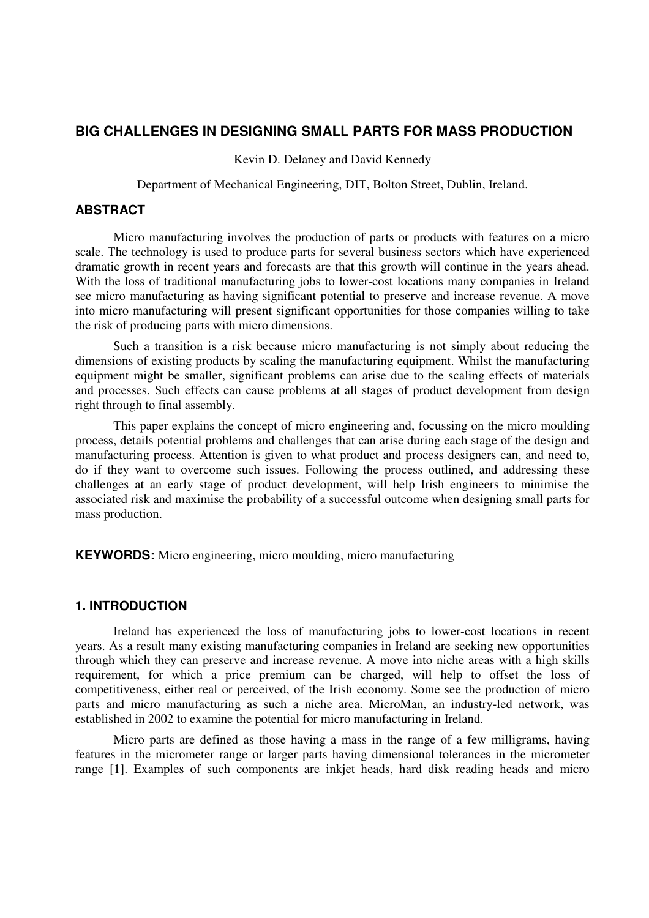## BIG CHALLENGES IN DESIGNING SMALL PARTS FOR MASS PRODUCTION

Kevin D. Delaney and David Kennedy

Department of Mechanical Engineering, DIT, Bolton Street, Dublin, Ireland.

### ABSTRACT

Micro manufacturing involves the production of parts or products with features on a micro scale. The technology is used to produce parts for several business sectors which have experienced dramatic growth in recent years and forecasts are that this growth will continue in the years ahead. With the loss of traditional manufacturing jobs to lower-cost locations many companies in Ireland see micro manufacturing as having significant potential to preserve and increase revenue. A move into micro manufacturing will present significant opportunities for those companies willing to take the risk of producing parts with micro dimensions.

Such a transition is a risk because micro manufacturing is not simply about reducing the dimensions of existing products by scaling the manufacturing equipment. Whilst the manufacturing equipment might be smaller, significant problems can arise due to the scaling effects of materials and processes. Such effects can cause problems at all stages of product development from design right through to final assembly.

This paper explains the concept of micro engineering and, focussing on the micro moulding process, details potential problems and challenges that can arise during each stage of the design and manufacturing process. Attention is given to what product and process designers can, and need to, do if they want to overcome such issues. Following the process outlined, and addressing these challenges at an early stage of product development, will help Irish engineers to minimise the associated risk and maximise the probability of a successful outcome when designing small parts for mass production.

**KEYWORDS:** Micro engineering, micro moulding, micro manufacturing

### 1. INTRODUCTION

Ireland has experienced the loss of manufacturing jobs to lower-cost locations in recent years. As a result many existing manufacturing companies in Ireland are seeking new opportunities through which they can preserve and increase revenue. A move into niche areas with a high skills requirement, for which a price premium can be charged, will help to offset the loss of competitiveness, either real or perceived, of the Irish economy. Some see the production of micro parts and micro manufacturing as such a niche area. MicroMan, an industry-led network, was established in 2002 to examine the potential for micro manufacturing in Ireland.

Micro parts are defined as those having a mass in the range of a few milligrams, having features in the micrometer range or larger parts having dimensional tolerances in the micrometer range [1]. Examples of such components are inkjet heads, hard disk reading heads and micro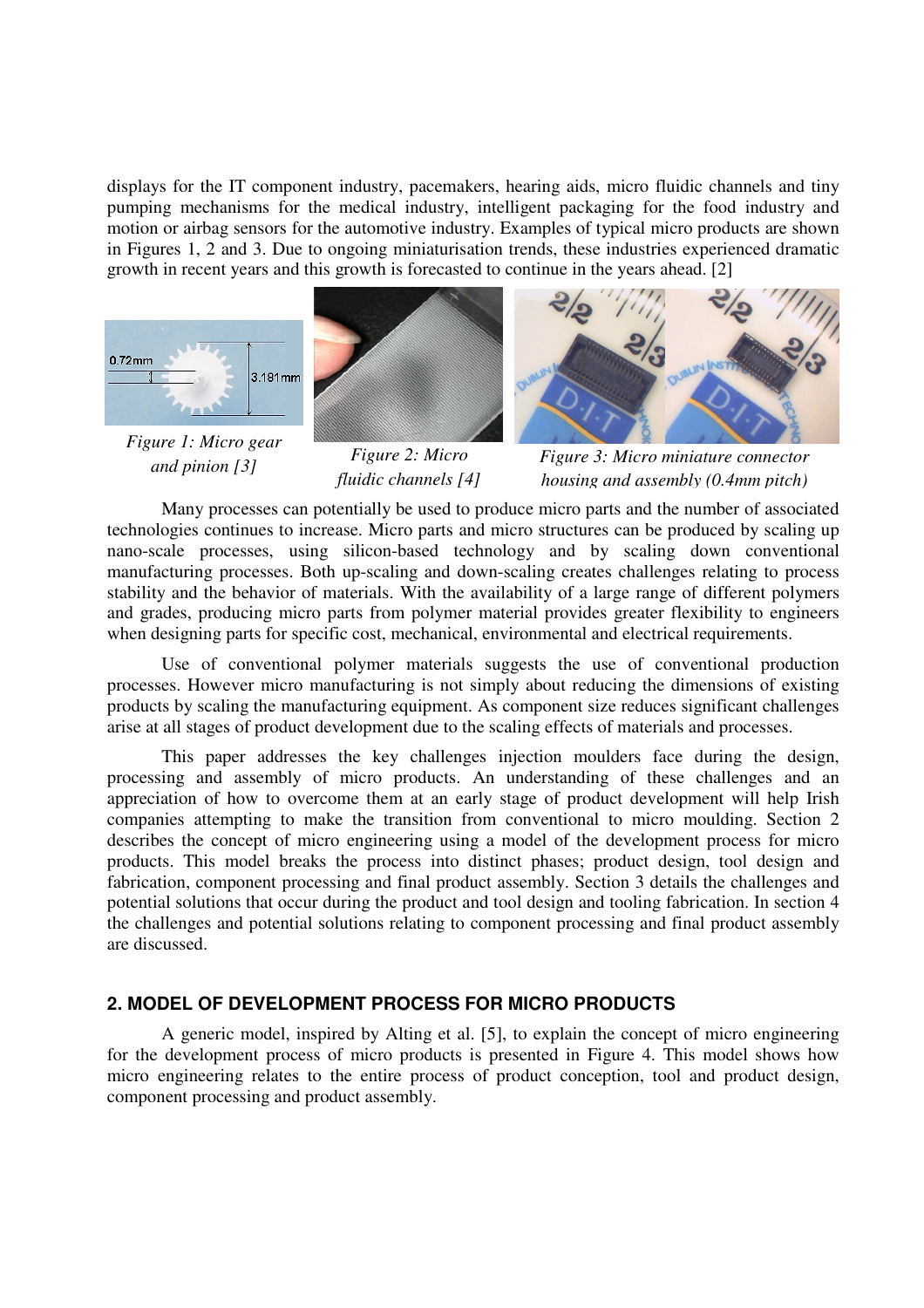displays for the IT component industry, pacemakers, hearing aids, micro fluidic channels and tiny pumping mechanisms for the medical industry, intelligent packaging for the food industry and motion or airbag sensors for the automotive industry. Examples of typical micro products are shown in Figures 1, 2 and 3. Due to ongoing miniaturisation trends, these industries experienced dramatic growth in recent years and this growth is forecasted to continue in the years ahead. [2]

*Figure 1: Micro gear and pinion [3]*

*Figure 2: Micro fluidic channels [4]*

*Figure 3: Micro miniature connector housing and assembly (0.4mm pitch)*

Many processes can potentially be used to produce micro parts and the number of associated technologies continues to increase. Micro parts and micro structures can be produced by scaling up nano-scale processes, using silicon-based technology and by scaling down conventional manufacturing processes. Both up-scaling and down-scaling creates challenges relating to process stability and the behavior of materials. With the availability of a large range of different polymers and grades, producing micro parts from polymer material provides greater flexibility to engineers when designing parts for specific cost, mechanical, environmental and electrical requirements.

Use of conventional polymer materials suggests the use of conventional production processes. However micro manufacturing is not simply about reducing the dimensions of existing products by scaling the manufacturing equipment. As component size reduces significant challenges arise at all stages of product development due to the scaling effects of materials and processes.

This paper addresses the key challenges injection moulders face during the design, processing and assembly of micro products. An understanding of these challenges and an appreciation of how to overcome them at an early stage of product development will help Irish companies attempting to make the transition from conventional to micro moulding. Section 2 describes the concept of micro engineering using a model of the development process for micro products. This model breaks the process into distinct phases; product design, tool design and fabrication, component processing and final product assembly. Section 3 details the challenges and potential solutions that occur during the product and tool design and tooling fabrication. In section 4 the challenges and potential solutions relating to component processing and final product assembly are discussed.

## 2. MODEL OF DEVELOPMENT PROCESS FOR MICRO PRODUCTS

A generic model, inspired by Alting et al. [5], to explain the concept of micro engineering for the development process of micro products is presented in Figure 4. This model shows how micro engineering relates to the entire process of product conception, tool and product design, component processing and product assembly.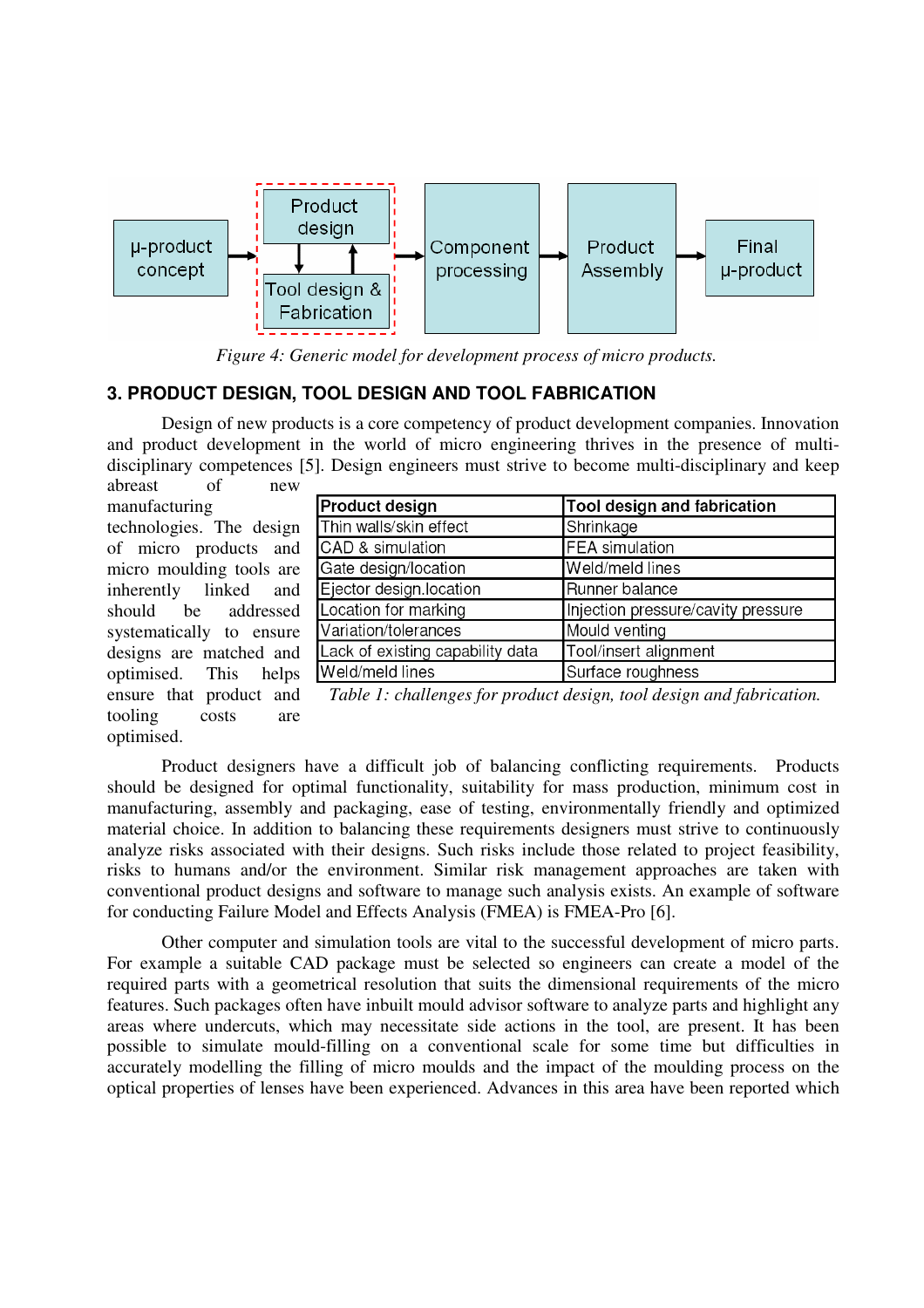Figure 4: Generic model for development process of micro products.

## 3. PRODUCT DESIGN, TOOL DESIGN AND TOOL FABRICATION

Design of new products is a core competency of product development companies. Innovation and product development in the world of micro engineering thrives in the presence of multi-disciplinary competences [5]. Design engineers must strive to become multi-disciplinary and keep abreast of new manufacturing technologies. The design of micro products and micro moulding tools are inherently linked and should be addressed systematically to ensure designs are matched and optimised. This helps ensure that product and tooling costs are optimised.

| Product design | Tool design and fabrication |
|---|---|
| Thin walls/skin effect | Shrinkage |
| CAD & simulation | FEA simulation |
| Gate design/location | Weld/meld lines |
| Ejector design.location | Runner balance |
| Location for marking | Injection pressure/cavity pressure |
| Variation/tolerances | Mould venting |
| Lack of existing capability data | Tool/insert alignment |
| Weld/meld lines | Surface roughness |

*Table 1: challenges for product design, tool design and fabrication.*

Product designers have a difficult job of balancing conflicting requirements. Products should be designed for optimal functionality, suitability for mass production, minimum cost in manufacturing, assembly and packaging, ease of testing, environmentally friendly and optimized material choice. In addition to balancing these requirements designers must strive to continuously analyze risks associated with their designs. Such risks include those related to project feasibility, risks to humans and/or the environment. Similar risk management approaches are taken with conventional product designs and software to manage such analysis exists. An example of software for conducting Failure Model and Effects Analysis (FMEA) is FMEA-Pro [6].

Other computer and simulation tools are vital to the successful development of micro parts. For example a suitable CAD package must be selected so engineers can create a model of the required parts with a geometrical resolution that suits the dimensional requirements of the micro features. Such packages often have inbuilt mould advisor software to analyze parts and highlight any areas where undercuts, which may necessitate side actions in the tool, are present. It has been possible to simulate mould-filling on a conventional scale for some time but difficulties in accurately modelling the filling of micro moulds and the impact of the moulding process on the optical properties of lenses have been experienced. Advances in this area have been reported which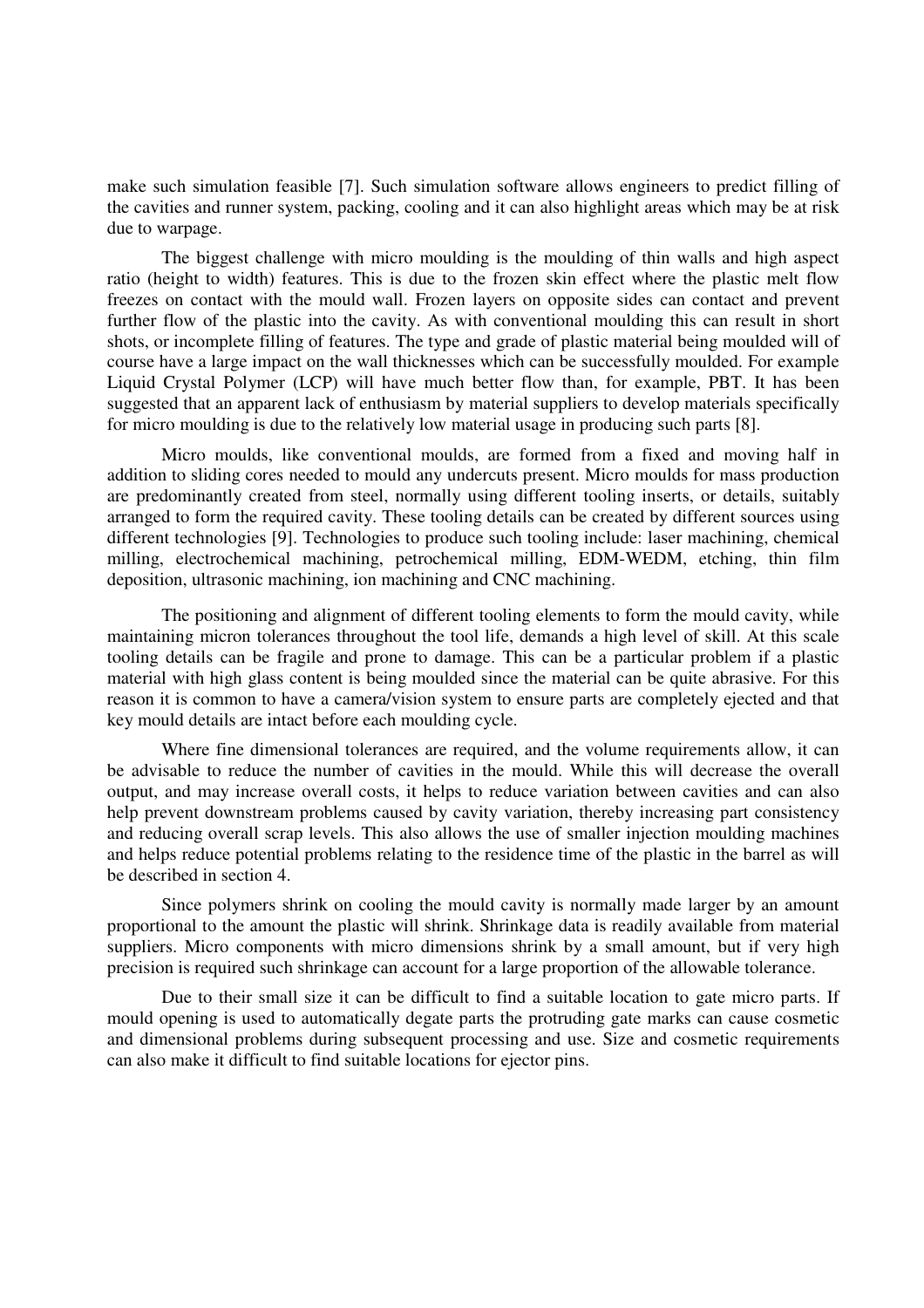make such simulation feasible [7]. Such simulation software allows engineers to predict filling of the cavities and runner system, packing, cooling and it can also highlight areas which may be at risk due to warpage.

The biggest challenge with micro moulding is the moulding of thin walls and high aspect ratio (height to width) features. This is due to the frozen skin effect where the plastic melt flow freezes on contact with the mould wall. Frozen layers on opposite sides can contact and prevent further flow of the plastic into the cavity. As with conventional moulding this can result in short shots, or incomplete filling of features. The type and grade of plastic material being moulded will of course have a large impact on the wall thicknesses which can be successfully moulded. For example Liquid Crystal Polymer (LCP) will have much better flow than, for example, PBT. It has been suggested that an apparent lack of enthusiasm by material suppliers to develop materials specifically for micro moulding is due to the relatively low material usage in producing such parts [8].

Micro moulds, like conventional moulds, are formed from a fixed and moving half in addition to sliding cores needed to mould any undercuts present. Micro moulds for mass production are predominantly created from steel, normally using different tooling inserts, or details, suitably arranged to form the required cavity. These tooling details can be created by different sources using different technologies [9]. Technologies to produce such tooling include: laser machining, chemical milling, electrochemical machining, petrochemical milling, EDM-WEDM, etching, thin film deposition, ultrasonic machining, ion machining and CNC machining.

The positioning and alignment of different tooling elements to form the mould cavity, while maintaining micron tolerances throughout the tool life, demands a high level of skill. At this scale tooling details can be fragile and prone to damage. This can be a particular problem if a plastic material with high glass content is being moulded since the material can be quite abrasive. For this reason it is common to have a camera/vision system to ensure parts are completely ejected and that key mould details are intact before each moulding cycle.

Where fine dimensional tolerances are required, and the volume requirements allow, it can be advisable to reduce the number of cavities in the mould. While this will decrease the overall output, and may increase overall costs, it helps to reduce variation between cavities and can also help prevent downstream problems caused by cavity variation, thereby increasing part consistency and reducing overall scrap levels. This also allows the use of smaller injection moulding machines and helps reduce potential problems relating to the residence time of the plastic in the barrel as will be described in section 4.

Since polymers shrink on cooling the mould cavity is normally made larger by an amount proportional to the amount the plastic will shrink. Shrinkage data is readily available from material suppliers. Micro components with micro dimensions shrink by a small amount, but if very high precision is required such shrinkage can account for a large proportion of the allowable tolerance.

Due to their small size it can be difficult to find a suitable location to gate micro parts. If mould opening is used to automatically degate parts the protruding gate marks can cause cosmetic and dimensional problems during subsequent processing and use. Size and cosmetic requirements can also make it difficult to find suitable locations for ejector pins.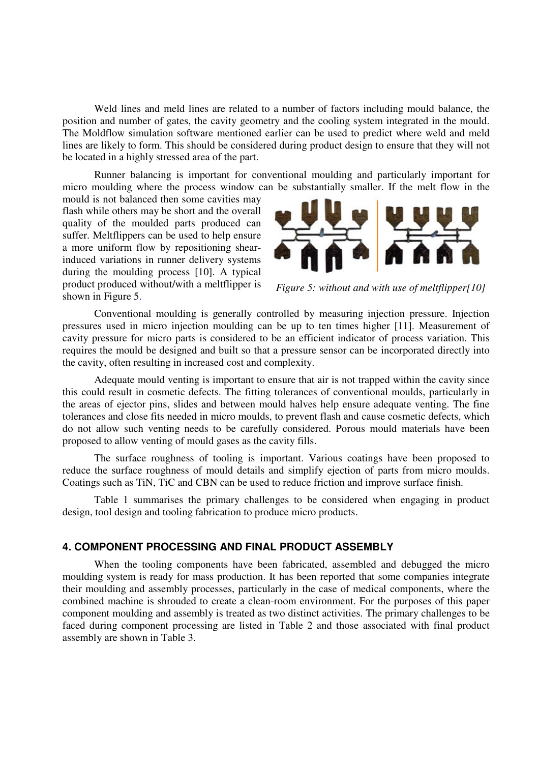Weld lines and meld lines are related to a number of factors including mould balance, the position and number of gates, the cavity geometry and the cooling system integrated in the mould. The Moldflow simulation software mentioned earlier can be used to predict where weld and meld lines are likely to form. This should be considered during product design to ensure that they will not be located in a highly stressed area of the part.

Runner balancing is important for conventional moulding and particularly important for micro moulding where the process window can be substantially smaller. If the melt flow in the mould is not balanced then some cavities may flash while others may be short and the overall quality of the moulded parts produced can suffer. Meltflippers can be used to help ensure a more uniform flow by repositioning shear-induced variations in runner delivery systems during the moulding process [10]. A typical product produced without/with a meltflipper is shown in Figure 5.

*Figure 5: without and with use of meltflipper[10]*

Conventional moulding is generally controlled by measuring injection pressure. Injection pressures used in micro injection moulding can be up to ten times higher [11]. Measurement of cavity pressure for micro parts is considered to be an efficient indicator of process variation. This requires the mould be designed and built so that a pressure sensor can be incorporated directly into the cavity, often resulting in increased cost and complexity.

Adequate mould venting is important to ensure that air is not trapped within the cavity since this could result in cosmetic defects. The fitting tolerances of conventional moulds, particularly in the areas of ejector pins, slides and between mould halves help ensure adequate venting. The fine tolerances and close fits needed in micro moulds, to prevent flash and cause cosmetic defects, which do not allow such venting needs to be carefully considered. Porous mould materials have been proposed to allow venting of mould gases as the cavity fills.

The surface roughness of tooling is important. Various coatings have been proposed to reduce the surface roughness of mould details and simplify ejection of parts from micro moulds. Coatings such as TiN, TiC and CBN can be used to reduce friction and improve surface finish.

Table 1 summarises the primary challenges to be considered when engaging in product design, tool design and tooling fabrication to produce micro products.

## 4. COMPONENT PROCESSING AND FINAL PRODUCT ASSEMBLY

When the tooling components have been fabricated, assembled and debugged the micro moulding system is ready for mass production. It has been reported that some companies integrate their moulding and assembly processes, particularly in the case of medical components, where the combined machine is shrouded to create a clean-room environment. For the purposes of this paper component moulding and assembly is treated as two distinct activities. The primary challenges to be faced during component processing are listed in Table 2 and those associated with final product assembly are shown in Table 3.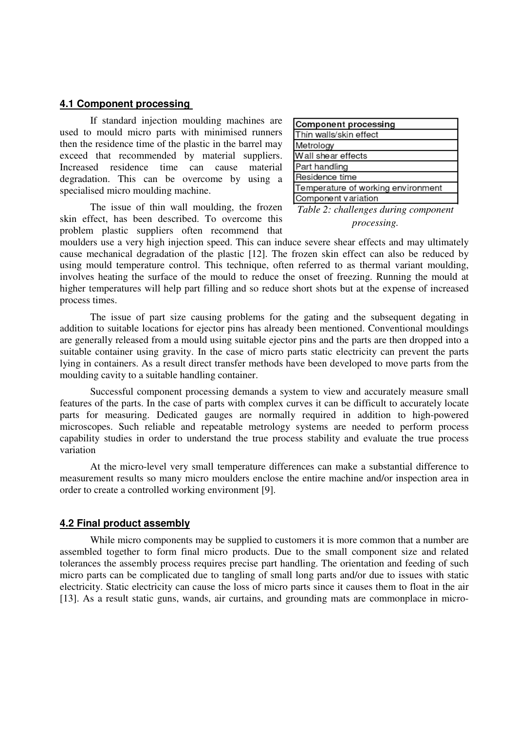### 4.1 Component processing

If standard injection moulding machines are used to mould micro parts with minimised runners then the residence time of the plastic in the barrel may exceed that recommended by material suppliers. Increased residence time can cause material degradation. This can be overcome by using a specialised micro moulding machine.

| Component processing |
|---|
| Thin walls/skin effect |
| Metrology |
| Wall shear effects |
| Part handling |
| Residence time |
| Temperature of working environment |
| Component variation |

*Table 2: challenges during component processing.*

The issue of thin wall moulding, the frozen skin effect, has been described. To overcome this problem plastic suppliers often recommend that moulders use a very high injection speed. This can induce severe shear effects and may ultimately cause mechanical degradation of the plastic [12]. The frozen skin effect can also be reduced by using mould temperature control. This technique, often referred to as thermal variant moulding, involves heating the surface of the mould to reduce the onset of freezing. Running the mould at higher temperatures will help part filling and so reduce short shots but at the expense of increased process times.

The issue of part size causing problems for the gating and the subsequent degating in addition to suitable locations for ejector pins has already been mentioned. Conventional mouldings are generally released from a mould using suitable ejector pins and the parts are then dropped into a suitable container using gravity. In the case of micro parts static electricity can prevent the parts lying in containers. As a result direct transfer methods have been developed to move parts from the moulding cavity to a suitable handling container.

Successful component processing demands a system to view and accurately measure small features of the parts. In the case of parts with complex curves it can be difficult to accurately locate parts for measuring. Dedicated gauges are normally required in addition to high-powered microscopes. Such reliable and repeatable metrology systems are needed to perform process capability studies in order to understand the true process stability and evaluate the true process variation

At the micro-level very small temperature differences can make a substantial difference to measurement results so many micro moulders enclose the entire machine and/or inspection area in order to create a controlled working environment [9].

### 4.2 Final product assembly

While micro components may be supplied to customers it is more common that a number are assembled together to form final micro products. Due to the small component size and related tolerances the assembly process requires precise part handling. The orientation and feeding of such micro parts can be complicated due to tangling of small long parts and/or due to issues with static electricity. Static electricity can cause the loss of micro parts since it causes them to float in the air [13]. As a result static guns, wands, air curtains, and grounding mats are commonplace in micro-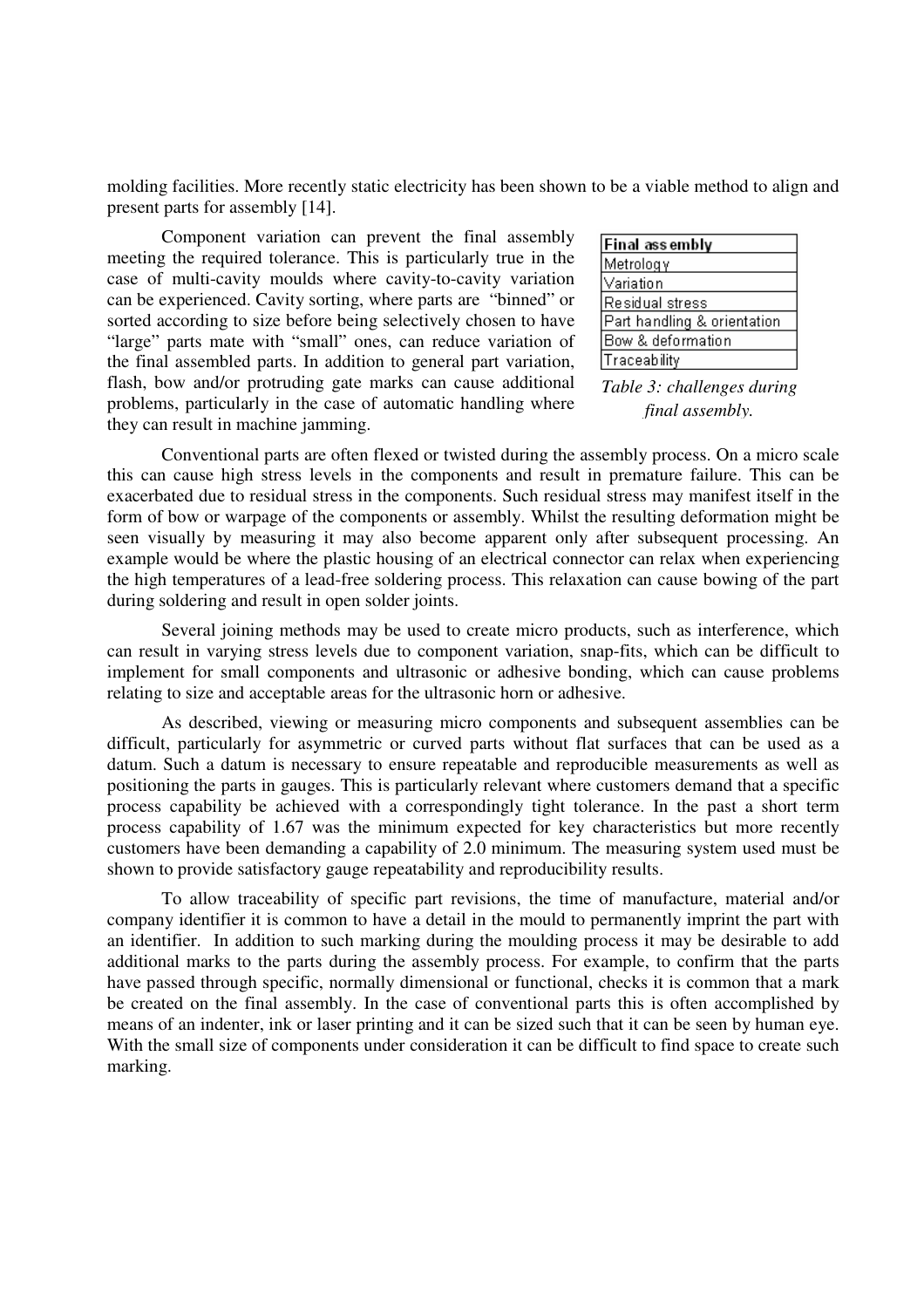molding facilities. More recently static electricity has been shown to be a viable method to align and present parts for assembly [14].

Component variation can prevent the final assembly meeting the required tolerance. This is particularly true in the case of multi-cavity moulds where cavity-to-cavity variation can be experienced. Cavity sorting, where parts are "binned" or sorted according to size before being selectively chosen to have "large" parts mate with "small" ones, can reduce variation of the final assembled parts. In addition to general part variation, flash, bow and/or protruding gate marks can cause additional problems, particularly in the case of automatic handling where they can result in machine jamming.

| Final assembly |
|---|
| Metrology |
| Variation |
| Residual stress |
| Part handling & orientation |
| Bow & deformation |
| Traceability |

*Table 3: challenges during final assembly.*

Conventional parts are often flexed or twisted during the assembly process. On a micro scale this can cause high stress levels in the components and result in premature failure. This can be exacerbated due to residual stress in the components. Such residual stress may manifest itself in the form of bow or warpage of the components or assembly. Whilst the resulting deformation might be seen visually by measuring it may also become apparent only after subsequent processing. An example would be where the plastic housing of an electrical connector can relax when experiencing the high temperatures of a lead-free soldering process. This relaxation can cause bowing of the part during soldering and result in open solder joints.

Several joining methods may be used to create micro products, such as interference, which can result in varying stress levels due to component variation, snap-fits, which can be difficult to implement for small components and ultrasonic or adhesive bonding, which can cause problems relating to size and acceptable areas for the ultrasonic horn or adhesive.

As described, viewing or measuring micro components and subsequent assemblies can be difficult, particularly for asymmetric or curved parts without flat surfaces that can be used as a datum. Such a datum is necessary to ensure repeatable and reproducible measurements as well as positioning the parts in gauges. This is particularly relevant where customers demand that a specific process capability be achieved with a correspondingly tight tolerance. In the past a short term process capability of 1.67 was the minimum expected for key characteristics but more recently customers have been demanding a capability of 2.0 minimum. The measuring system used must be shown to provide satisfactory gauge repeatability and reproducibility results.

To allow traceability of specific part revisions, the time of manufacture, material and/or company identifier it is common to have a detail in the mould to permanently imprint the part with an identifier. In addition to such marking during the moulding process it may be desirable to add additional marks to the parts during the assembly process. For example, to confirm that the parts have passed through specific, normally dimensional or functional, checks it is common that a mark be created on the final assembly. In the case of conventional parts this is often accomplished by means of an indenter, ink or laser printing and it can be sized such that it can be seen by human eye. With the small size of components under consideration it can be difficult to find space to create such marking.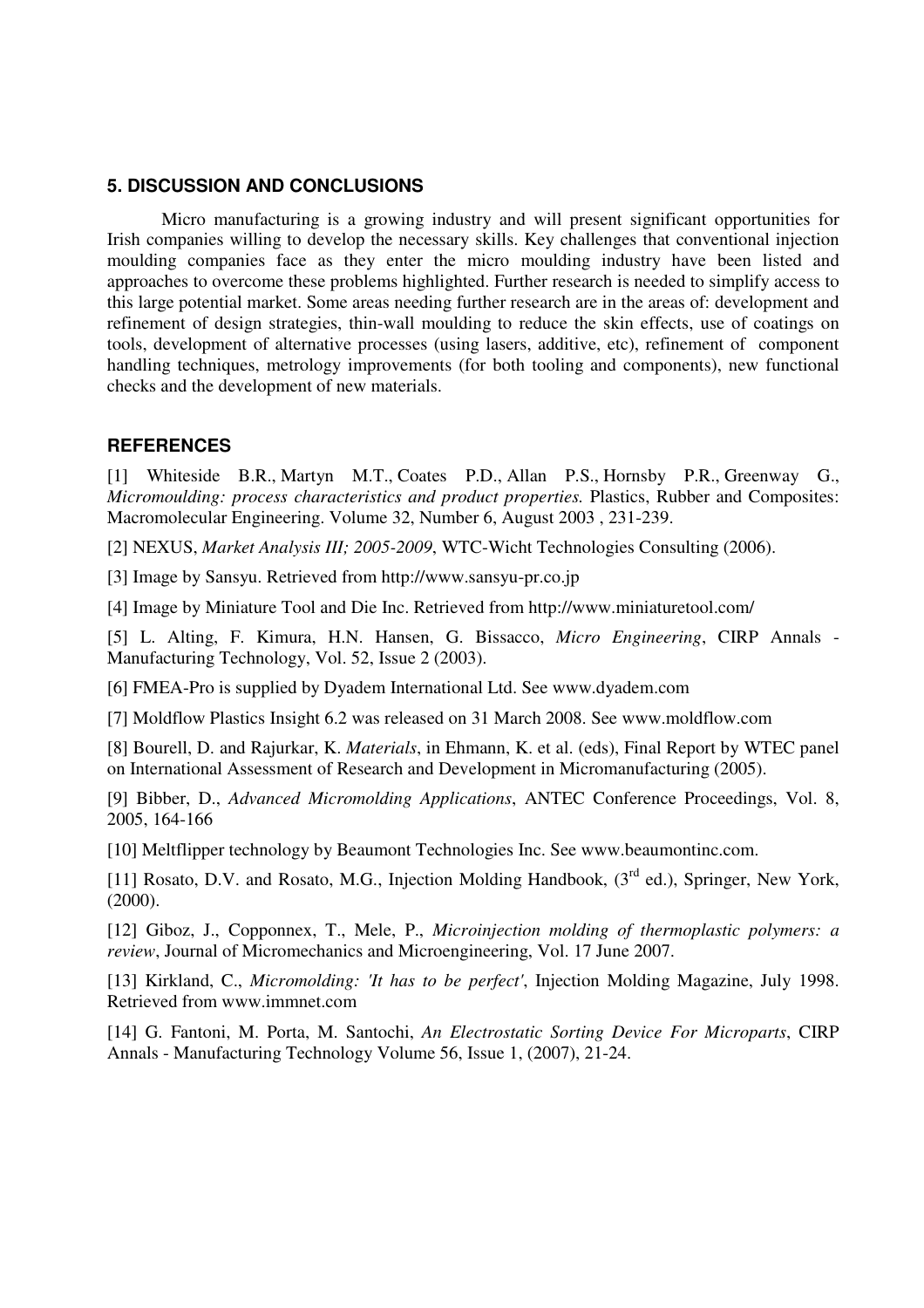## 5. DISCUSSION AND CONCLUSIONS

Micro manufacturing is a growing industry and will present significant opportunities for Irish companies willing to develop the necessary skills. Key challenges that conventional injection moulding companies face as they enter the micro moulding industry have been listed and approaches to overcome these problems highlighted. Further research is needed to simplify access to this large potential market. Some areas needing further research are in the areas of: development and refinement of design strategies, thin-wall moulding to reduce the skin effects, use of coatings on tools, development of alternative processes (using lasers, additive, etc), refinement of component handling techniques, metrology improvements (for both tooling and components), new functional checks and the development of new materials.

## REFERENCES

[1] Whiteside B.R., Martyn M.T., Coates P.D., Allan P.S., Hornsby P.R., Greenway G., *Micromoulding: process characteristics and product properties.* Plastics, Rubber and Composites: Macromolecular Engineering. Volume 32, Number 6, August 2003 , 231-239.

[2] NEXUS, *Market Analysis III; 2005-2009*, WTC-Wicht Technologies Consulting (2006).

[3] Image by Sansyu. Retrieved from http://www.sansyu-pr.co.jp

[4] Image by Miniature Tool and Die Inc. Retrieved from http://www.miniaturetool.com/

[5] L. Alting, F. Kimura, H.N. Hansen, G. Bissacco, *Micro Engineering*, CIRP Annals - Manufacturing Technology, Vol. 52, Issue 2 (2003).

[6] FMEA-Pro is supplied by Dyadem International Ltd. See www.dyadem.com

[7] Moldflow Plastics Insight 6.2 was released on 31 March 2008. See www.moldflow.com

[8] Bourell, D. and Rajurkar, K. *Materials*, in Ehmann, K. et al. (eds), Final Report by WTEC panel on International Assessment of Research and Development in Micromanufacturing (2005).

[9] Bibber, D., *Advanced Micromolding Applications*, ANTEC Conference Proceedings, Vol. 8, 2005, 164-166

[10] Meltflipper technology by Beaumont Technologies Inc. See www.beaumontinc.com.

[11] Rosato, D.V. and Rosato, M.G., Injection Molding Handbook, (3rd ed.), Springer, New York, (2000).

[12] Giboz, J., Copponnex, T., Mele, P., *Microinjection molding of thermoplastic polymers: a review*, Journal of Micromechanics and Microengineering, Vol. 17 June 2007.

[13] Kirkland, C., *Micromolding: 'It has to be perfect'*, Injection Molding Magazine, July 1998. Retrieved from www.immnet.com

[14] G. Fantoni, M. Porta, M. Santochi, *An Electrostatic Sorting Device For Microparts*, CIRP Annals - Manufacturing Technology Volume 56, Issue 1, (2007), 21-24.